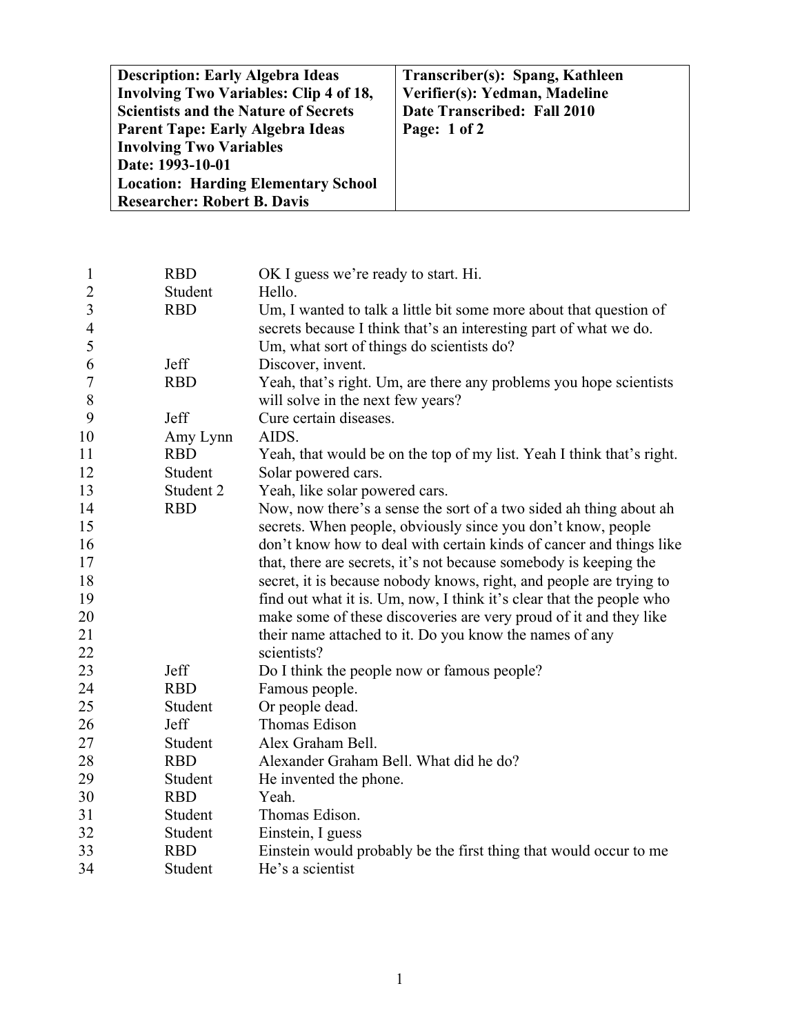| Description: Early Algebra Ideas Involving Two Variables: Clip 4 of 18, Scientists and the Nature of Secrets<br>Parent Tape: Early Algebra Ideas Involving Two Variables<br>Date: 1993-10-01<br>Location: Harding Elementary School<br>Researcher: Robert B. Davis | Transcriber(s): Spang, Kathleen<br>Verifier(s): Yedman, Madeline<br>Date Transcribed: Fall 2010<br>Page: 1 of 2 |
|---|---|

| | | |
|---|---|---|
| 1 | RBD | OK I guess we're ready to start. Hi. |
| 2 | Student | Hello. |
| 3<br>4<br>5 | RBD | Um, I wanted to talk a little bit some more about that question of secrets because I think that's an interesting part of what we do. Um, what sort of things do scientists do? |
| 6 | Jeff | Discover, invent. |
| 7<br>8 | RBD | Yeah, that's right. Um, are there any problems you hope scientists will solve in the next few years? |
| 9 | Jeff | Cure certain diseases. |
| 10 | Amy Lynn | AIDS. |
| 11 | RBD | Yeah, that would be on the top of my list. Yeah I think that's right. |
| 12 | Student | Solar powered cars. |
| 13 | Student 2 | Yeah, like solar powered cars. |
| 14<br>15<br>16<br>17<br>18<br>19<br>20<br>21<br>22 | RBD | Now, now there's a sense the sort of a two sided ah thing about ah secrets. When people, obviously since you don't know, people don't know how to deal with certain kinds of cancer and things like that, there are secrets, it's not because somebody is keeping the secret, it is because nobody knows, right, and people are trying to find out what it is. Um, now, I think it's clear that the people who make some of these discoveries are very proud of it and they like their name attached to it. Do you know the names of any scientists? |
| 23 | Jeff | Do I think the people now or famous people? |
| 24 | RBD | Famous people. |
| 25 | Student | Or people dead. |
| 26 | Jeff | Thomas Edison |
| 27 | Student | Alex Graham Bell. |
| 28 | RBD | Alexander Graham Bell. What did he do? |
| 29 | Student | He invented the phone. |
| 30 | RBD | Yeah. |
| 31 | Student | Thomas Edison. |
| 32 | Student | Einstein, I guess |
| 33 | RBD | Einstein would probably be the first thing that would occur to me |
| 34 | Student | He's a scientist |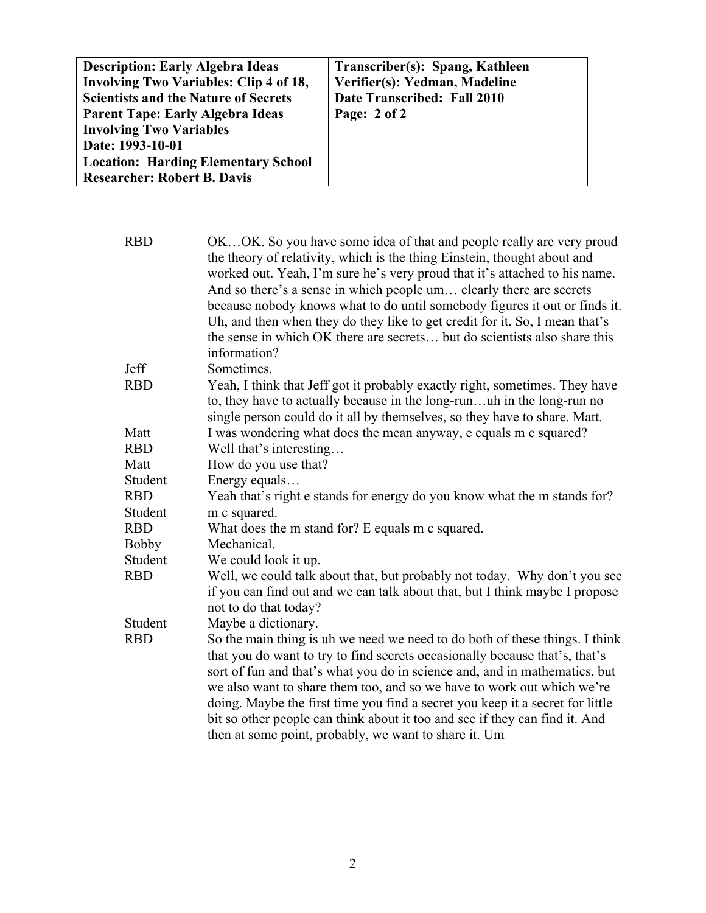| | |
|---|---|
| **Description: Early Algebra Ideas Involving Two Variables: Clip 4 of 18, Scientists and the Nature of Secrets**<br>**Parent Tape: Early Algebra Ideas Involving Two Variables**<br>**Date: 1993-10-01**<br>**Location: Harding Elementary School**<br>**Researcher: Robert B. Davis** | **Transcriber(s): Spang, Kathleen**<br>**Verifier(s): Yedman, Madeline**<br>**Date Transcribed: Fall 2010**<br>**Page: 2 of 2** |

| | |
|---|---|
| RBD | OK…OK. So you have some idea of that and people really are very proud the theory of relativity, which is the thing Einstein, thought about and worked out. Yeah, I'm sure he's very proud that it's attached to his name. And so there's a sense in which people um… clearly there are secrets because nobody knows what to do until somebody figures it out or finds it. Uh, and then when they do they like to get credit for it. So, I mean that's the sense in which OK there are secrets… but do scientists also share this information? |
| Jeff | Sometimes. |
| RBD | Yeah, I think that Jeff got it probably exactly right, sometimes. They have to, they have to actually because in the long-run…uh in the long-run no single person could do it all by themselves, so they have to share. Matt. |
| Matt | I was wondering what does the mean anyway, e equals m c squared? |
| RBD | Well that's interesting… |
| Matt | How do you use that? |
| Student | Energy equals… |
| RBD | Yeah that's right e stands for energy do you know what the m stands for? |
| Student | m c squared. |
| RBD | What does the m stand for? E equals m c squared. |
| Bobby | Mechanical. |
| Student | We could look it up. |
| RBD | Well, we could talk about that, but probably not today. Why don't you see if you can find out and we can talk about that, but I think maybe I propose not to do that today? |
| Student | Maybe a dictionary. |
| RBD | So the main thing is uh we need we need to do both of these things. I think that you do want to try to find secrets occasionally because that's, that's sort of fun and that's what you do in science and, and in mathematics, but we also want to share them too, and so we have to work out which we're doing. Maybe the first time you find a secret you keep it a secret for little bit so other people can think about it too and see if they can find it. And then at some point, probably, we want to share it. Um |